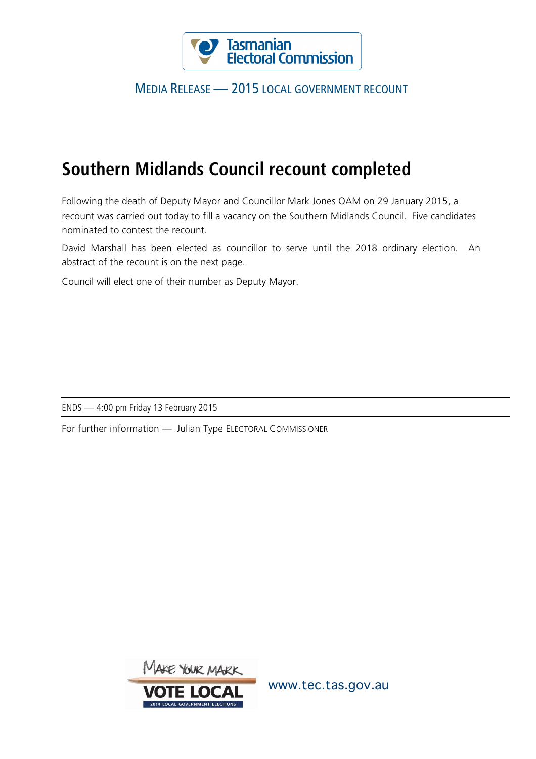Tasmanian Electoral Commission

MEDIA RELEASE — 2015 LOCAL GOVERNMENT RECOUNT

# Southern Midlands Council recount completed

Following the death of Deputy Mayor and Councillor Mark Jones OAM on 29 January 2015, a recount was carried out today to fill a vacancy on the Southern Midlands Council. Five candidates nominated to contest the recount.

David Marshall has been elected as councillor to serve until the 2018 ordinary election. An abstract of the recount is on the next page.

Council will elect one of their number as Deputy Mayor.

---

ENDS — 4:00 pm Friday 13 February 2015

---

For further information — Julian Type ELECTORAL COMMISSIONER

MAKE YOUR MARK VOTE LOCAL 2014 LOCAL GOVERNMENT ELECTIONS

www.tec.tas.gov.au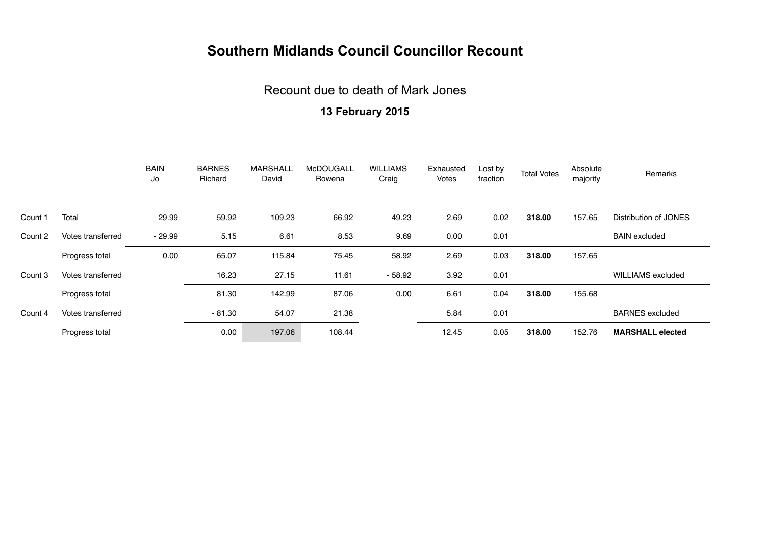# Southern Midlands Council Councillor Recount

Recount due to death of Mark Jones

**13 February 2015**

| | | BAIN Jo | BARNES Richard | MARSHALL David | McDOUGALL Rowena | WILLIAMS Craig | Exhausted Votes | Lost by fraction | Total Votes | Absolute majority | Remarks |
|---|---|---|---|---|---|---|---|---|---|---|---|
| Count 1 | Total | 29.99 | 59.92 | 109.23 | 66.92 | 49.23 | 2.69 | 0.02 | **318.00** | 157.65 | Distribution of JONES |
| Count 2 | Votes transferred | - 29.99 | 5.15 | 6.61 | 8.53 | 9.69 | 0.00 | 0.01 | | | BAIN excluded |
| | Progress total | 0.00 | 65.07 | 115.84 | 75.45 | 58.92 | 2.69 | 0.03 | **318.00** | 157.65 | |
| Count 3 | Votes transferred | | 16.23 | 27.15 | 11.61 | - 58.92 | 3.92 | 0.01 | | | WILLIAMS excluded |
| | Progress total | | 81.30 | 142.99 | 87.06 | 0.00 | 6.61 | 0.04 | **318.00** | 155.68 | |
| Count 4 | Votes transferred | | - 81.30 | 54.07 | 21.38 | | 5.84 | 0.01 | | | BARNES excluded |
| | Progress total | | 0.00 | 197.06 | 108.44 | | 12.45 | 0.05 | **318.00** | 152.76 | **MARSHALL elected** |